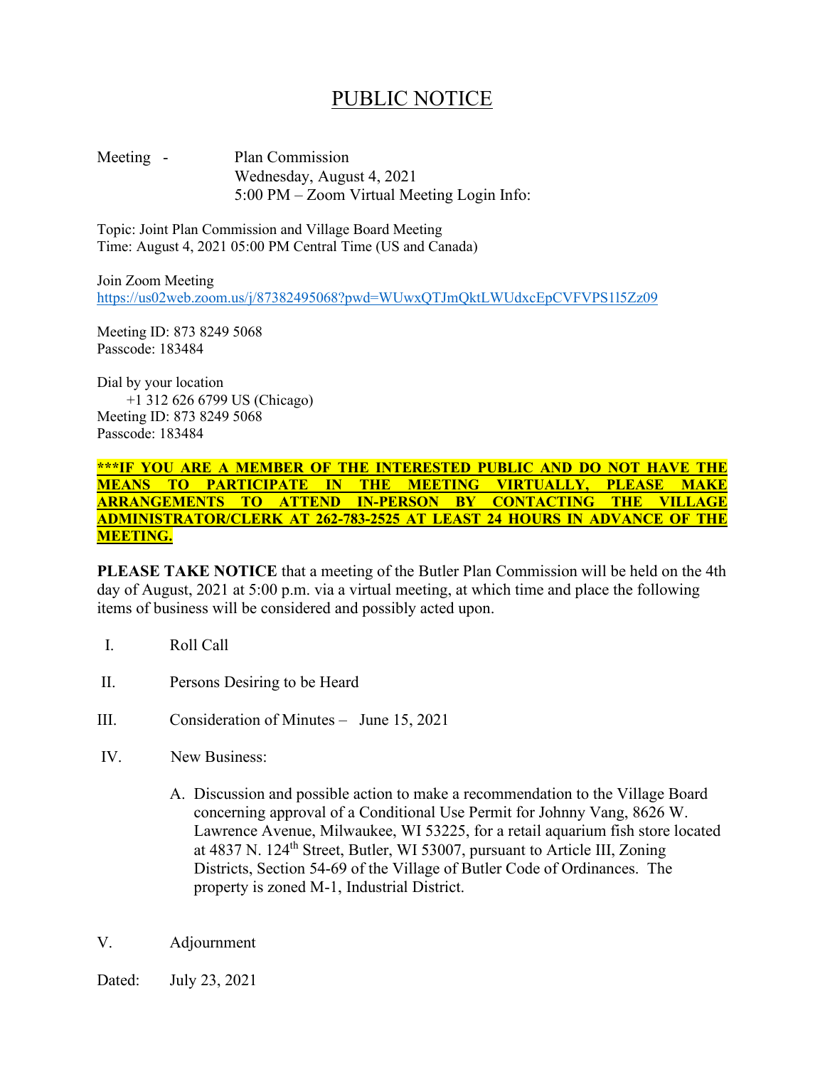# PUBLIC NOTICE

Meeting - Plan Commission
Wednesday, August 4, 2021
5:00 PM – Zoom Virtual Meeting Login Info:

Topic: Joint Plan Commission and Village Board Meeting
Time: August 4, 2021 05:00 PM Central Time (US and Canada)

Join Zoom Meeting
https://us02web.zoom.us/j/87382495068?pwd=WUwxQTJmQktLWUdxcEpCVFVPS1l5Zz09

Meeting ID: 873 8249 5068
Passcode: 183484

Dial by your location
+1 312 626 6799 US (Chicago)
Meeting ID: 873 8249 5068
Passcode: 183484

**\*\*\*IF YOU ARE A MEMBER OF THE INTERESTED PUBLIC AND DO NOT HAVE THE MEANS TO PARTICIPATE IN THE MEETING VIRTUALLY, PLEASE MAKE ARRANGEMENTS TO ATTEND IN-PERSON BY CONTACTING THE VILLAGE ADMINISTRATOR/CLERK AT 262-783-2525 AT LEAST 24 HOURS IN ADVANCE OF THE MEETING.**

**PLEASE TAKE NOTICE** that a meeting of the Butler Plan Commission will be held on the 4th day of August, 2021 at 5:00 p.m. via a virtual meeting, at which time and place the following items of business will be considered and possibly acted upon.

I. Roll Call

II. Persons Desiring to be Heard

III. Consideration of Minutes – June 15, 2021

IV. New Business:

A. Discussion and possible action to make a recommendation to the Village Board concerning approval of a Conditional Use Permit for Johnny Vang, 8626 W. Lawrence Avenue, Milwaukee, WI 53225, for a retail aquarium fish store located at 4837 N. 124th Street, Butler, WI 53007, pursuant to Article III, Zoning Districts, Section 54-69 of the Village of Butler Code of Ordinances. The property is zoned M-1, Industrial District.

V. Adjournment

Dated: July 23, 2021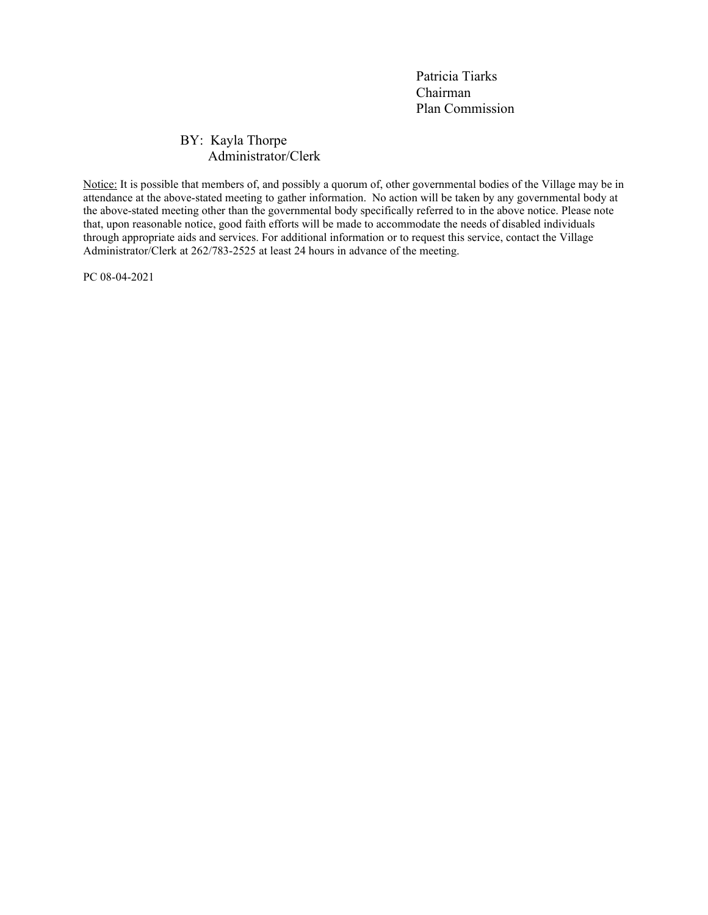Patricia Tiarks
Chairman
Plan Commission

BY: Kayla Thorpe
Administrator/Clerk

Notice: It is possible that members of, and possibly a quorum of, other governmental bodies of the Village may be in attendance at the above-stated meeting to gather information. No action will be taken by any governmental body at the above-stated meeting other than the governmental body specifically referred to in the above notice. Please note that, upon reasonable notice, good faith efforts will be made to accommodate the needs of disabled individuals through appropriate aids and services. For additional information or to request this service, contact the Village Administrator/Clerk at 262/783-2525 at least 24 hours in advance of the meeting.

PC 08-04-2021